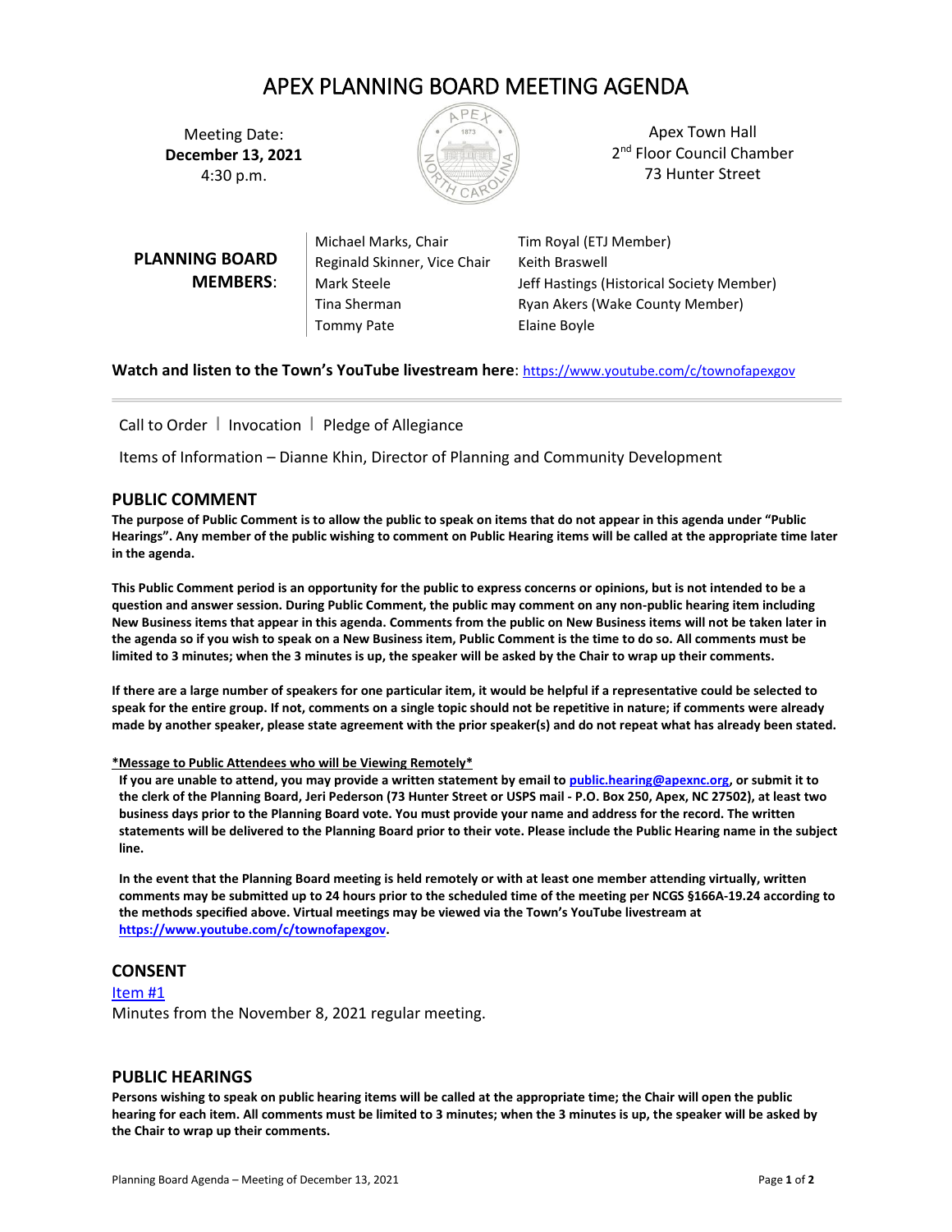# APEX PLANNING BOARD MEETING AGENDA

Meeting Date:
**December 13, 2021**
4:30 p.m.

Apex Town Hall
2nd Floor Council Chamber
73 Hunter Street

**PLANNING BOARD MEMBERS:**

| | |
|---|---|
| Michael Marks, Chair | Tim Royal (ETJ Member) |
| Reginald Skinner, Vice Chair | Keith Braswell |
| Mark Steele | Jeff Hastings (Historical Society Member) |
| Tina Sherman | Ryan Akers (Wake County Member) |
| Tommy Pate | Elaine Boyle |

**Watch and listen to the Town's YouTube livestream here**: https://www.youtube.com/c/townofapexgov

---

Call to Order | Invocation | Pledge of Allegiance

Items of Information – Dianne Khin, Director of Planning and Community Development

## PUBLIC COMMENT

**The purpose of Public Comment is to allow the public to speak on items that do not appear in this agenda under "Public Hearings". Any member of the public wishing to comment on Public Hearing items will be called at the appropriate time later in the agenda.**

**This Public Comment period is an opportunity for the public to express concerns or opinions, but is not intended to be a question and answer session. During Public Comment, the public may comment on any non-public hearing item including New Business items that appear in this agenda. Comments from the public on New Business items will not be taken later in the agenda so if you wish to speak on a New Business item, Public Comment is the time to do so. All comments must be limited to 3 minutes; when the 3 minutes is up, the speaker will be asked by the Chair to wrap up their comments.**

**If there are a large number of speakers for one particular item, it would be helpful if a representative could be selected to speak for the entire group. If not, comments on a single topic should not be repetitive in nature; if comments were already made by another speaker, please state agreement with the prior speaker(s) and do not repeat what has already been stated.**

***Message to Public Attendees who will be Viewing Remotely***

**If you are unable to attend, you may provide a written statement by email to public.hearing@apexnc.org, or submit it to the clerk of the Planning Board, Jeri Pederson (73 Hunter Street or USPS mail - P.O. Box 250, Apex, NC 27502), at least two business days prior to the Planning Board vote. You must provide your name and address for the record. The written statements will be delivered to the Planning Board prior to their vote. Please include the Public Hearing name in the subject line.**

**In the event that the Planning Board meeting is held remotely or with at least one member attending virtually, written comments may be submitted up to 24 hours prior to the scheduled time of the meeting per NCGS §166A-19.24 according to the methods specified above. Virtual meetings may be viewed via the Town's YouTube livestream at https://www.youtube.com/c/townofapexgov.**

## CONSENT

Item #1

Minutes from the November 8, 2021 regular meeting.

## PUBLIC HEARINGS

**Persons wishing to speak on public hearing items will be called at the appropriate time; the Chair will open the public hearing for each item. All comments must be limited to 3 minutes; when the 3 minutes is up, the speaker will be asked by the Chair to wrap up their comments.**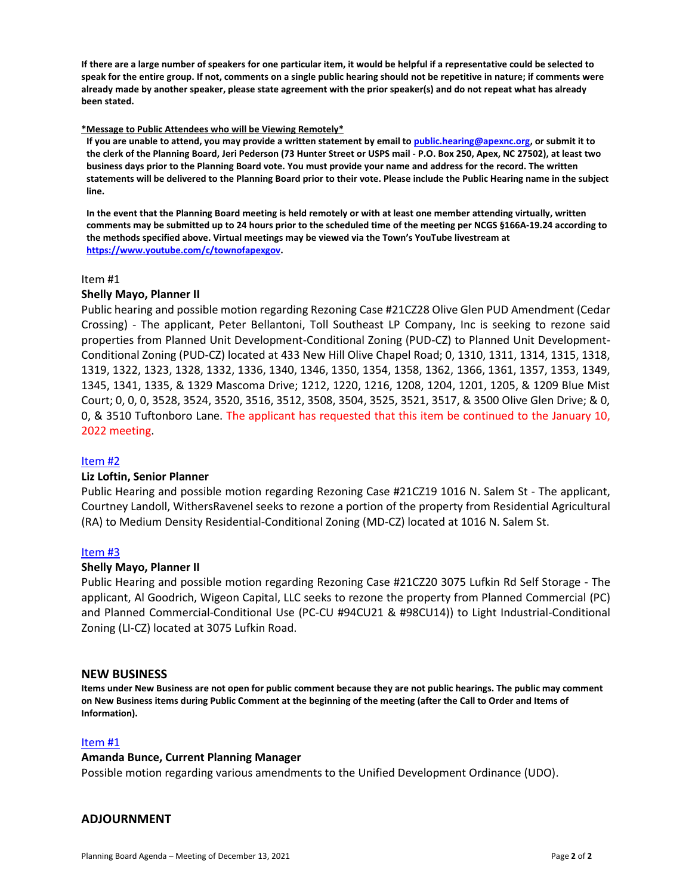**If there are a large number of speakers for one particular item, it would be helpful if a representative could be selected to speak for the entire group. If not, comments on a single public hearing should not be repetitive in nature; if comments were already made by another speaker, please state agreement with the prior speaker(s) and do not repeat what has already been stated.**

***Message to Public Attendees who will be Viewing Remotely***

**If you are unable to attend, you may provide a written statement by email to public.hearing@apexnc.org, or submit it to the clerk of the Planning Board, Jeri Pederson (73 Hunter Street or USPS mail - P.O. Box 250, Apex, NC 27502), at least two business days prior to the Planning Board vote. You must provide your name and address for the record. The written statements will be delivered to the Planning Board prior to their vote. Please include the Public Hearing name in the subject line.**

**In the event that the Planning Board meeting is held remotely or with at least one member attending virtually, written comments may be submitted up to 24 hours prior to the scheduled time of the meeting per NCGS §166A-19.24 according to the methods specified above. Virtual meetings may be viewed via the Town's YouTube livestream at https://www.youtube.com/c/townofapexgov.**

Item #1

**Shelly Mayo, Planner II**

Public hearing and possible motion regarding Rezoning Case #21CZ28 Olive Glen PUD Amendment (Cedar Crossing) - The applicant, Peter Bellantoni, Toll Southeast LP Company, Inc is seeking to rezone said properties from Planned Unit Development-Conditional Zoning (PUD-CZ) to Planned Unit Development-Conditional Zoning (PUD-CZ) located at 433 New Hill Olive Chapel Road; 0, 1310, 1311, 1314, 1315, 1318, 1319, 1322, 1323, 1328, 1332, 1336, 1340, 1346, 1350, 1354, 1358, 1362, 1366, 1361, 1357, 1353, 1349, 1345, 1341, 1335, & 1329 Mascoma Drive; 1212, 1220, 1216, 1208, 1204, 1201, 1205, & 1209 Blue Mist Court; 0, 0, 0, 3528, 3524, 3520, 3516, 3512, 3508, 3504, 3525, 3521, 3517, & 3500 Olive Glen Drive; & 0, 0, & 3510 Tuftonboro Lane. The applicant has requested that this item be continued to the January 10, 2022 meeting.

Item #2

**Liz Loftin, Senior Planner**

Public Hearing and possible motion regarding Rezoning Case #21CZ19 1016 N. Salem St - The applicant, Courtney Landoll, WithersRavenel seeks to rezone a portion of the property from Residential Agricultural (RA) to Medium Density Residential-Conditional Zoning (MD-CZ) located at 1016 N. Salem St.

Item #3

**Shelly Mayo, Planner II**

Public Hearing and possible motion regarding Rezoning Case #21CZ20 3075 Lufkin Rd Self Storage - The applicant, Al Goodrich, Wigeon Capital, LLC seeks to rezone the property from Planned Commercial (PC) and Planned Commercial-Conditional Use (PC-CU #94CU21 & #98CU14)) to Light Industrial-Conditional Zoning (LI-CZ) located at 3075 Lufkin Road.

## NEW BUSINESS

**Items under New Business are not open for public comment because they are not public hearings. The public may comment on New Business items during Public Comment at the beginning of the meeting (after the Call to Order and Items of Information).**

Item #1

**Amanda Bunce, Current Planning Manager**

Possible motion regarding various amendments to the Unified Development Ordinance (UDO).

## ADJOURNMENT